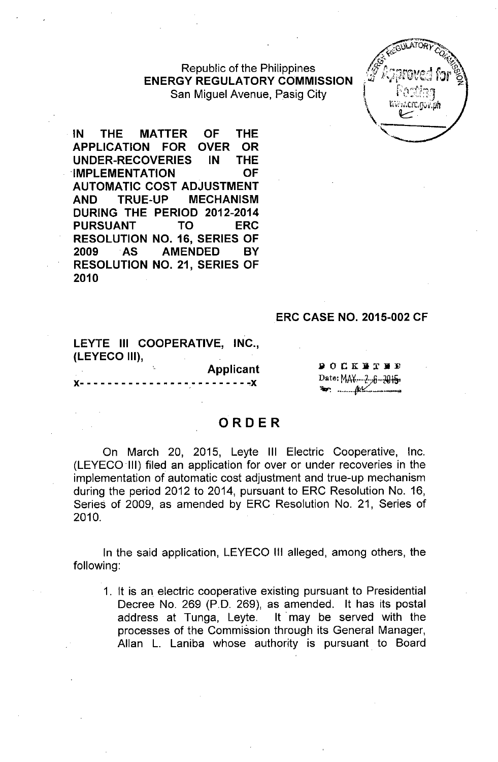Republic of the Philippines
**ENERGY REGULATORY COMMISSION**
San Miguel Avenue, Pasig City

**IN THE MATTER OF THE APPLICATION FOR OVER OR UNDER-RECOVERIES IN THE IMPLEMENTATION OF AUTOMATIC COST ADJUSTMENT AND TRUE-UP MECHANISM DURING THE PERIOD 2012-2014 PURSUANT TO ERC RESOLUTION NO. 16, SERIES OF 2009 AS AMENDED BY RESOLUTION NO. 21, SERIES OF 2010**

**ERC CASE NO. 2015-002 CF**

**LEYTE III COOPERATIVE, INC., (LEYECO III),**
**Applicant**
x- - - - - - - - - - - - - - - - - - - - - - - - -x

DOCKETED
Date: MAY 2 6 2015

# ORDER

On March 20, 2015, Leyte III Electric Cooperative, Inc. (LEYECO III) filed an application for over or under recoveries in the implementation of automatic cost adjustment and true-up mechanism during the period 2012 to 2014, pursuant to ERC Resolution No. 16, Series of 2009, as amended by ERC Resolution No. 21, Series of 2010.

In the said application, LEYECO III alleged, among others, the following:

1. It is an electric cooperative existing pursuant to Presidential Decree No. 269 (P.D. 269), as amended. It has its postal address at Tunga, Leyte. It may be served with the processes of the Commission through its General Manager, Allan L. Laniba whose authority is pursuant to Board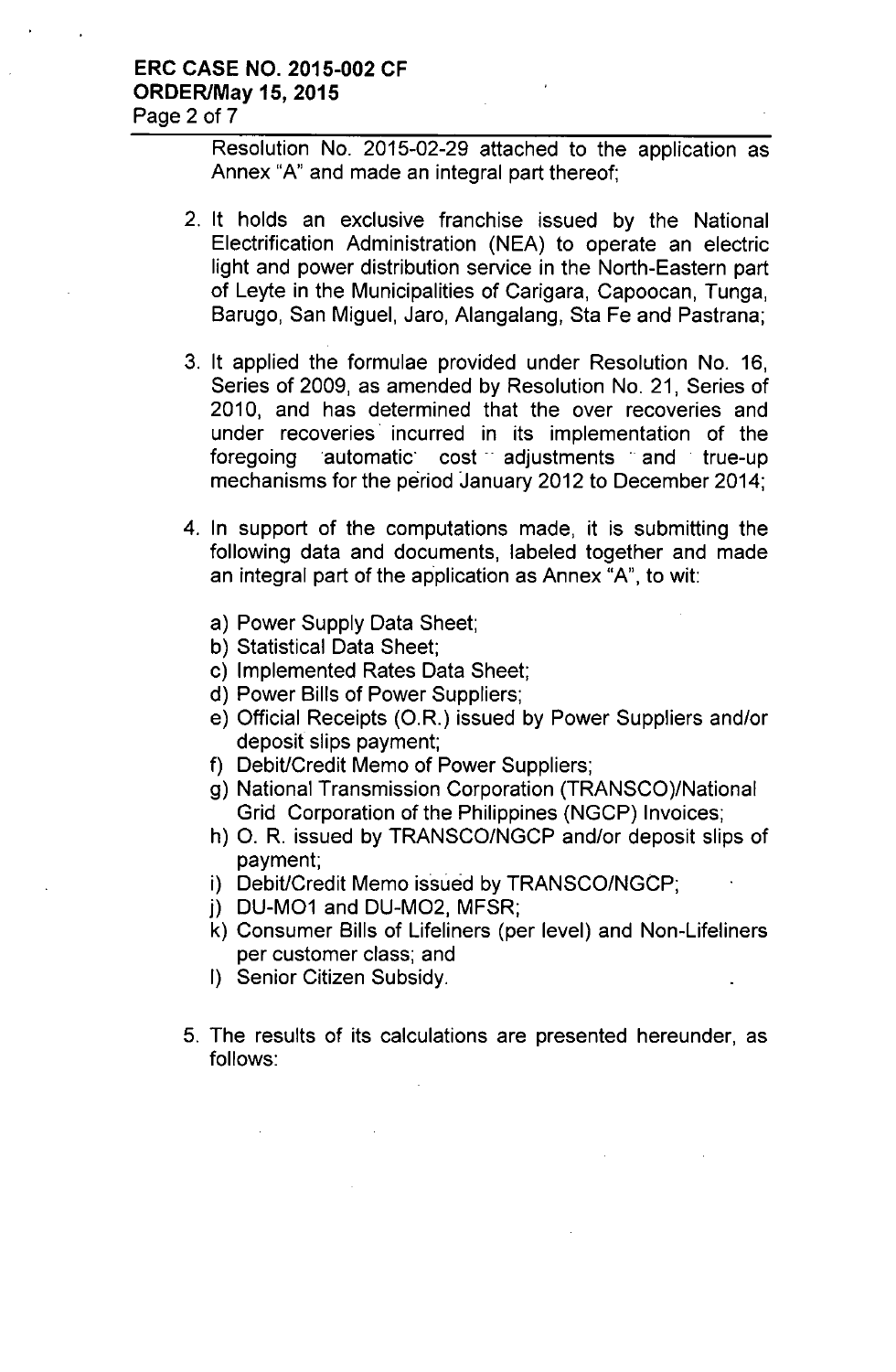Resolution No. 2015-02-29 attached to the application as Annex "A" and made an integral part thereof;

2. It holds an exclusive franchise issued by the National Electrification Administration (NEA) to operate an electric light and power distribution service in the North-Eastern part of Leyte in the Municipalities of Carigara, Capoocan, Tunga, Barugo, San Miguel, Jaro, Alangalang, Sta Fe and Pastrana;

3. It applied the formulae provided under Resolution No. 16, Series of 2009, as amended by Resolution No. 21, Series of 2010, and has determined that the over recoveries and under recoveries incurred in its implementation of the foregoing automatic cost adjustments and true-up mechanisms for the period January 2012 to December 2014;

4. In support of the computations made, it is submitting the following data and documents, labeled together and made an integral part of the application as Annex "A", to wit:

   a) Power Supply Data Sheet;
   b) Statistical Data Sheet;
   c) Implemented Rates Data Sheet;
   d) Power Bills of Power Suppliers;
   e) Official Receipts (O.R.) issued by Power Suppliers and/or deposit slips payment;
   f) Debit/Credit Memo of Power Suppliers;
   g) National Transmission Corporation (TRANSCO)/National Grid Corporation of the Philippines (NGCP) Invoices;
   h) O. R. issued by TRANSCO/NGCP and/or deposit slips of payment;
   i) Debit/Credit Memo issued by TRANSCO/NGCP;
   j) DU-MO1 and DU-MO2, MFSR;
   k) Consumer Bills of Lifeliners (per level) and Non-Lifeliners per customer class; and
   l) Senior Citizen Subsidy.

5. The results of its calculations are presented hereunder, as follows: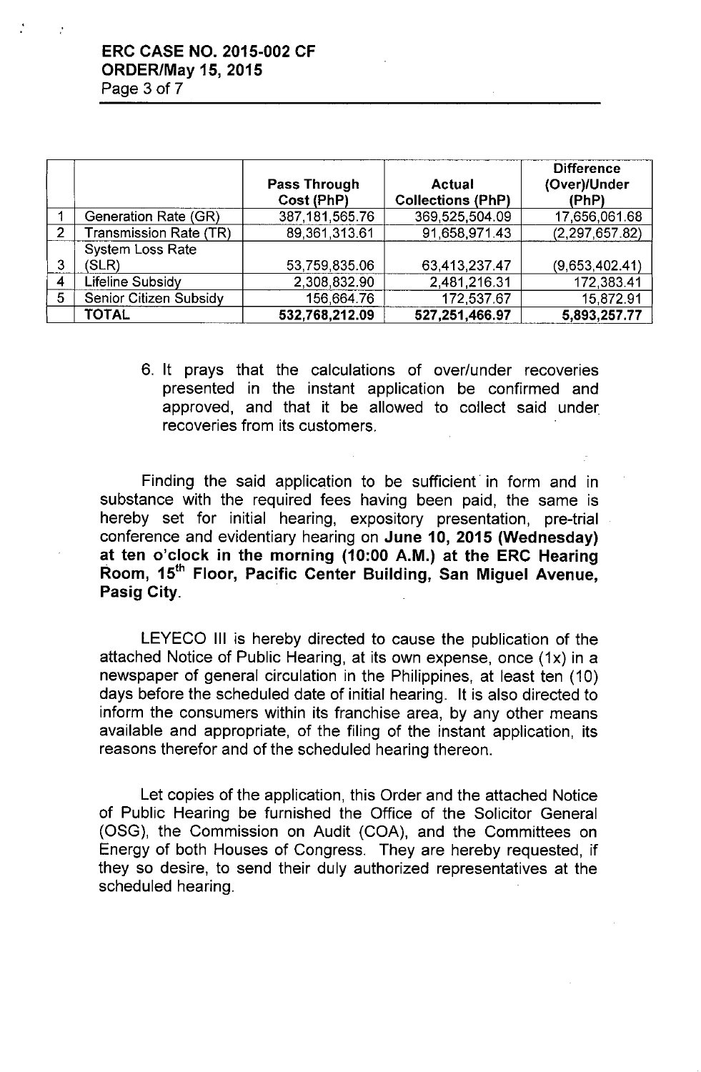| | | Pass Through Cost (PhP) | Actual Collections (PhP) | Difference (Over)/Under (PhP) |
|---|---|---|---|---|
| 1 | Generation Rate (GR) | 387,181,565.76 | 369,525,504.09 | 17,656,061.68 |
| 2 | Transmission Rate (TR) | 89,361,313.61 | 91,658,971.43 | (2,297,657.82) |
| 3 | System Loss Rate (SLR) | 53,759,835.06 | 63,413,237.47 | (9,653,402.41) |
| 4 | Lifeline Subsidy | 2,308,832.90 | 2,481,216.31 | 172,383.41 |
| 5 | Senior Citizen Subsidy | 156,664.76 | 172,537.67 | 15,872.91 |
| | **TOTAL** | **532,768,212.09** | **527,251,466.97** | **5,893,257.77** |

6. It prays that the calculations of over/under recoveries presented in the instant application be confirmed and approved, and that it be allowed to collect said under recoveries from its customers.

Finding the said application to be sufficient in form and in substance with the required fees having been paid, the same is hereby set for initial hearing, expository presentation, pre-trial conference and evidentiary hearing on **June 10, 2015 (Wednesday) at ten o'clock in the morning (10:00 A.M.) at the ERC Hearing Room, 15th Floor, Pacific Center Building, San Miguel Avenue, Pasig City**.

LEYECO III is hereby directed to cause the publication of the attached Notice of Public Hearing, at its own expense, once (1x) in a newspaper of general circulation in the Philippines, at least ten (10) days before the scheduled date of initial hearing. It is also directed to inform the consumers within its franchise area, by any other means available and appropriate, of the filing of the instant application, its reasons therefor and of the scheduled hearing thereon.

Let copies of the application, this Order and the attached Notice of Public Hearing be furnished the Office of the Solicitor General (OSG), the Commission on Audit (COA), and the Committees on Energy of both Houses of Congress. They are hereby requested, if they so desire, to send their duly authorized representatives at the scheduled hearing.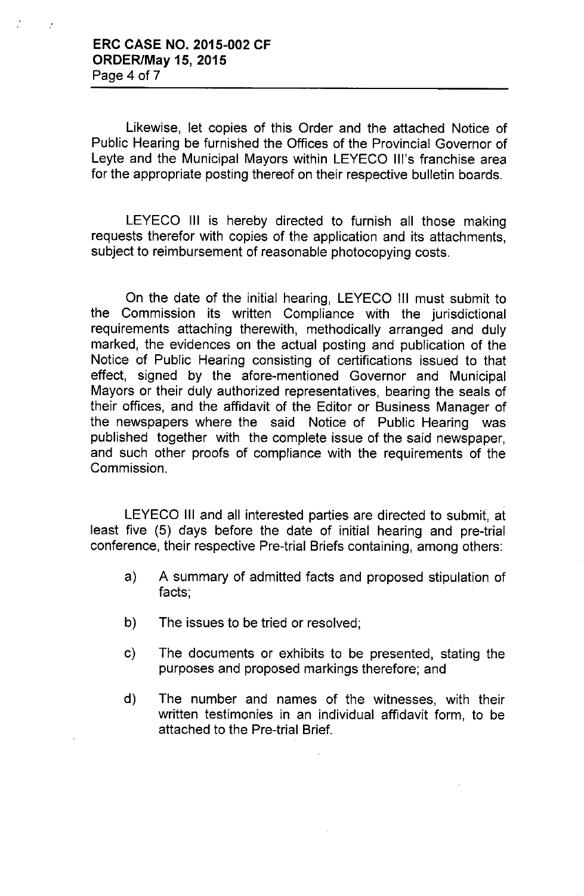Likewise, let copies of this Order and the attached Notice of Public Hearing be furnished the Offices of the Provincial Governor of Leyte and the Municipal Mayors within LEYECO III's franchise area for the appropriate posting thereof on their respective bulletin boards.

LEYECO III is hereby directed to furnish all those making requests therefor with copies of the application and its attachments, subject to reimbursement of reasonable photocopying costs.

On the date of the initial hearing, LEYECO III must submit to the Commission its written Compliance with the jurisdictional requirements attaching therewith, methodically arranged and duly marked, the evidences on the actual posting and publication of the Notice of Public Hearing consisting of certifications issued to that effect, signed by the afore-mentioned Governor and Municipal Mayors or their duly authorized representatives, bearing the seals of their offices, and the affidavit of the Editor or Business Manager of the newspapers where the said Notice of Public Hearing was published together with the complete issue of the said newspaper, and such other proofs of compliance with the requirements of the Commission.

LEYECO III and all interested parties are directed to submit, at least five (5) days before the date of initial hearing and pre-trial conference, their respective Pre-trial Briefs containing, among others:

a) A summary of admitted facts and proposed stipulation of facts;

b) The issues to be tried or resolved;

c) The documents or exhibits to be presented, stating the purposes and proposed markings therefore; and

d) The number and names of the witnesses, with their written testimonies in an individual affidavit form, to be attached to the Pre-trial Brief.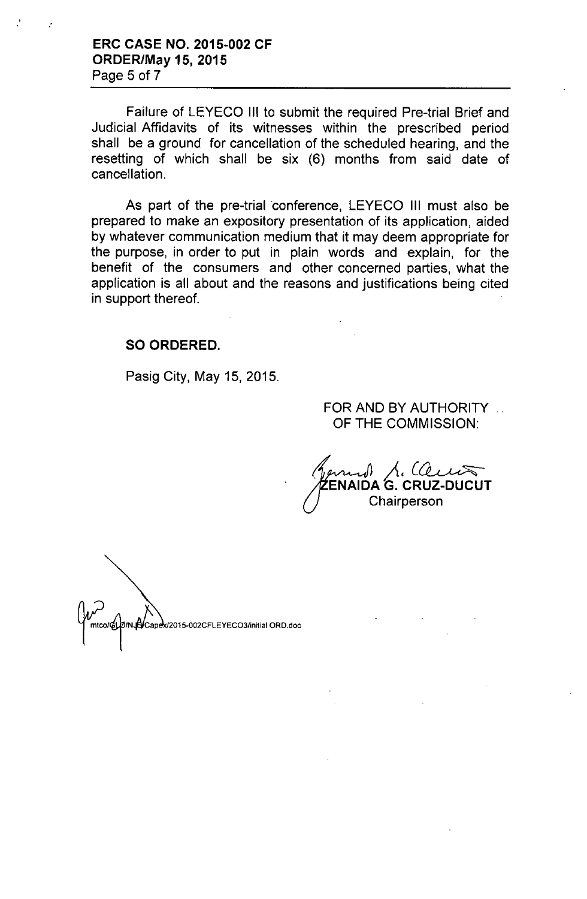Failure of LEYECO III to submit the required Pre-trial Brief and Judicial Affidavits of its witnesses within the prescribed period shall be a ground for cancellation of the scheduled hearing, and the resetting of which shall be six (6) months from said date of cancellation.

As part of the pre-trial conference, LEYECO III must also be prepared to make an expository presentation of its application, aided by whatever communication medium that it may deem appropriate for the purpose, in order to put in plain words and explain, for the benefit of the consumers and other concerned parties, what the application is all about and the reasons and justifications being cited in support thereof.

**SO ORDERED.**

Pasig City, May 15, 2015.

FOR AND BY AUTHORITY OF THE COMMISSION:

**ZENAIDA G. CRUZ-DUCUT**
Chairperson

mtco/GLD/NJS/Capex/2015-002CFLEYECO3/initial ORD.doc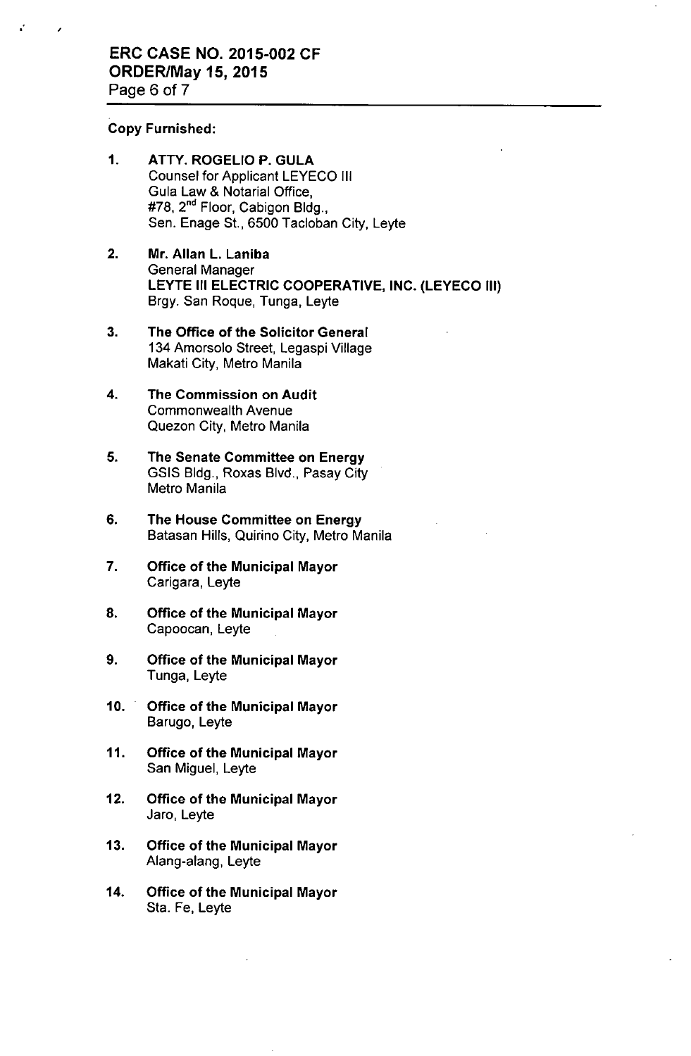**Copy Furnished:**

1. **ATTY. ROGELIO P. GULA**
   Counsel for Applicant LEYECO III
   Gula Law & Notarial Office,
   #78, 2nd Floor, Cabigon Bldg.,
   Sen. Enage St., 6500 Tacloban City, Leyte

2. **Mr. Allan L. Laniba**
   General Manager
   **LEYTE III ELECTRIC COOPERATIVE, INC. (LEYECO III)**
   Brgy. San Roque, Tunga, Leyte

3. **The Office of the Solicitor General**
   134 Amorsolo Street, Legaspi Village
   Makati City, Metro Manila

4. **The Commission on Audit**
   Commonwealth Avenue
   Quezon City, Metro Manila

5. **The Senate Committee on Energy**
   GSIS Bldg., Roxas Blvd., Pasay City
   Metro Manila

6. **The House Committee on Energy**
   Batasan Hills, Quirino City, Metro Manila

7. **Office of the Municipal Mayor**
   Carigara, Leyte

8. **Office of the Municipal Mayor**
   Capoocan, Leyte

9. **Office of the Municipal Mayor**
   Tunga, Leyte

10. **Office of the Municipal Mayor**
    Barugo, Leyte

11. **Office of the Municipal Mayor**
    San Miguel, Leyte

12. **Office of the Municipal Mayor**
    Jaro, Leyte

13. **Office of the Municipal Mayor**
    Alang-alang, Leyte

14. **Office of the Municipal Mayor**
    Sta. Fe, Leyte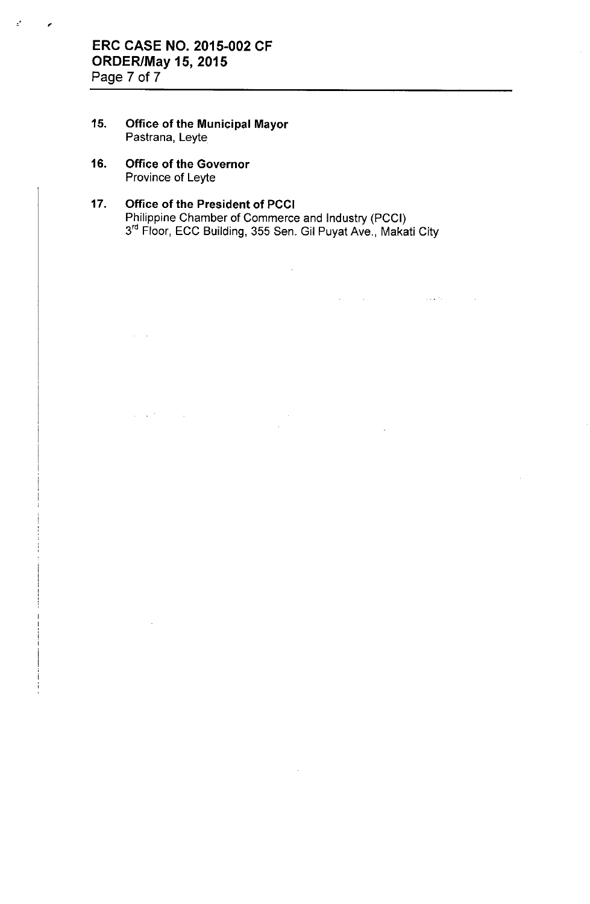15. **Office of the Municipal Mayor**
    Pastrana, Leyte

16. **Office of the Governor**
    Province of Leyte

17. **Office of the President of PCCI**
    Philippine Chamber of Commerce and Industry (PCCI)
    3rd Floor, ECC Building, 355 Sen. Gil Puyat Ave., Makati City